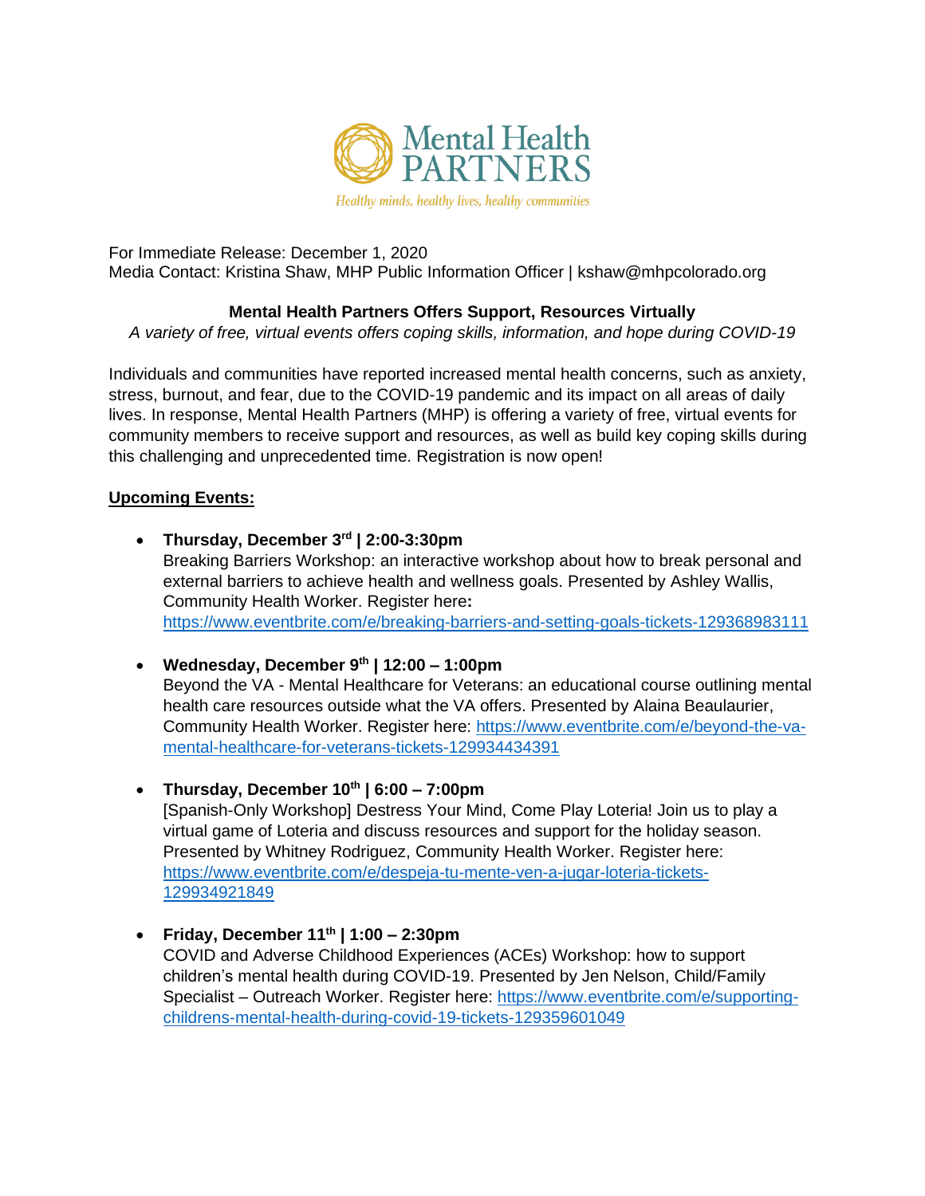Mental Health PARTNERS

*Healthy minds, healthy lives, healthy communities*

For Immediate Release: December 1, 2020
Media Contact: Kristina Shaw, MHP Public Information Officer | kshaw@mhpcolorado.org

**Mental Health Partners Offers Support, Resources Virtually**

*A variety of free, virtual events offers coping skills, information, and hope during COVID-19*

Individuals and communities have reported increased mental health concerns, such as anxiety, stress, burnout, and fear, due to the COVID-19 pandemic and its impact on all areas of daily lives. In response, Mental Health Partners (MHP) is offering a variety of free, virtual events for community members to receive support and resources, as well as build key coping skills during this challenging and unprecedented time. Registration is now open!

**Upcoming Events:**

- **Thursday, December 3rd | 2:00-3:30pm**
  Breaking Barriers Workshop: an interactive workshop about how to break personal and external barriers to achieve health and wellness goals. Presented by Ashley Wallis, Community Health Worker. Register here**:** https://www.eventbrite.com/e/breaking-barriers-and-setting-goals-tickets-129368983111

- **Wednesday, December 9th | 12:00 – 1:00pm**
  Beyond the VA - Mental Healthcare for Veterans: an educational course outlining mental health care resources outside what the VA offers. Presented by Alaina Beaulaurier, Community Health Worker. Register here: https://www.eventbrite.com/e/beyond-the-va-mental-healthcare-for-veterans-tickets-129934434391

- **Thursday, December 10th | 6:00 – 7:00pm**
  [Spanish-Only Workshop] Destress Your Mind, Come Play Loteria! Join us to play a virtual game of Loteria and discuss resources and support for the holiday season. Presented by Whitney Rodriguez, Community Health Worker. Register here: https://www.eventbrite.com/e/despeja-tu-mente-ven-a-jugar-loteria-tickets-129934921849

- **Friday, December 11th | 1:00 – 2:30pm**
  COVID and Adverse Childhood Experiences (ACEs) Workshop: how to support children's mental health during COVID-19. Presented by Jen Nelson, Child/Family Specialist – Outreach Worker. Register here: https://www.eventbrite.com/e/supporting-childrens-mental-health-during-covid-19-tickets-129359601049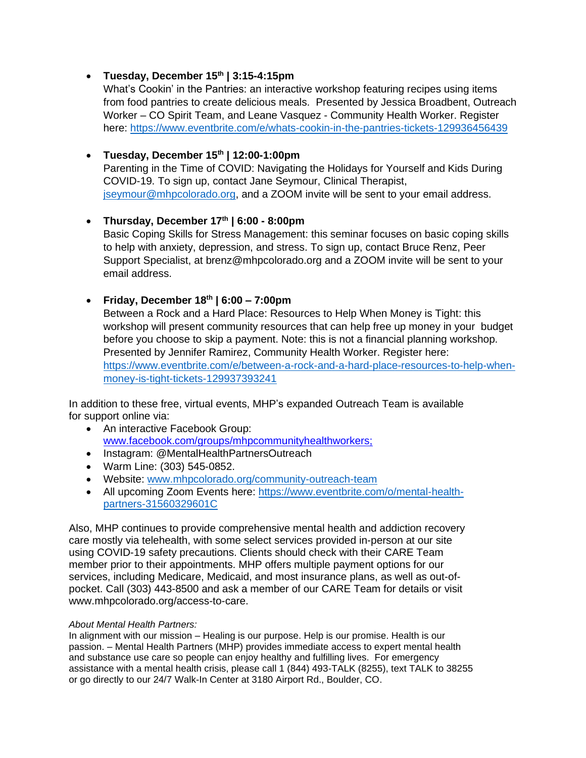- **Tuesday, December 15th | 3:15-4:15pm**
  What's Cookin' in the Pantries: an interactive workshop featuring recipes using items from food pantries to create delicious meals. Presented by Jessica Broadbent, Outreach Worker – CO Spirit Team, and Leane Vasquez - Community Health Worker. Register here: https://www.eventbrite.com/e/whats-cookin-in-the-pantries-tickets-129936456439

- **Tuesday, December 15th | 12:00-1:00pm**
  Parenting in the Time of COVID: Navigating the Holidays for Yourself and Kids During COVID-19. To sign up, contact Jane Seymour, Clinical Therapist, jseymour@mhpcolorado.org, and a ZOOM invite will be sent to your email address.

- **Thursday, December 17th | 6:00 - 8:00pm**
  Basic Coping Skills for Stress Management: this seminar focuses on basic coping skills to help with anxiety, depression, and stress. To sign up, contact Bruce Renz, Peer Support Specialist, at brenz@mhpcolorado.org and a ZOOM invite will be sent to your email address.

- **Friday, December 18th | 6:00 – 7:00pm**
  Between a Rock and a Hard Place: Resources to Help When Money is Tight: this workshop will present community resources that can help free up money in your budget before you choose to skip a payment. Note: this is not a financial planning workshop. Presented by Jennifer Ramirez, Community Health Worker. Register here: https://www.eventbrite.com/e/between-a-rock-and-a-hard-place-resources-to-help-when-money-is-tight-tickets-129937393241

In addition to these free, virtual events, MHP's expanded Outreach Team is available for support online via:

- An interactive Facebook Group: www.facebook.com/groups/mhpcommunityhealthworkers;
- Instagram: @MentalHealthPartnersOutreach
- Warm Line: (303) 545-0852.
- Website: www.mhpcolorado.org/community-outreach-team
- All upcoming Zoom Events here: https://www.eventbrite.com/o/mental-health-partners-31560329601C

Also, MHP continues to provide comprehensive mental health and addiction recovery care mostly via telehealth, with some select services provided in-person at our site using COVID-19 safety precautions. Clients should check with their CARE Team member prior to their appointments. MHP offers multiple payment options for our services, including Medicare, Medicaid, and most insurance plans, as well as out-of-pocket. Call (303) 443-8500 and ask a member of our CARE Team for details or visit www.mhpcolorado.org/access-to-care.

*About Mental Health Partners:*
In alignment with our mission – Healing is our purpose. Help is our promise. Health is our passion. – Mental Health Partners (MHP) provides immediate access to expert mental health and substance use care so people can enjoy healthy and fulfilling lives. For emergency assistance with a mental health crisis, please call 1 (844) 493-TALK (8255), text TALK to 38255 or go directly to our 24/7 Walk-In Center at 3180 Airport Rd., Boulder, CO.